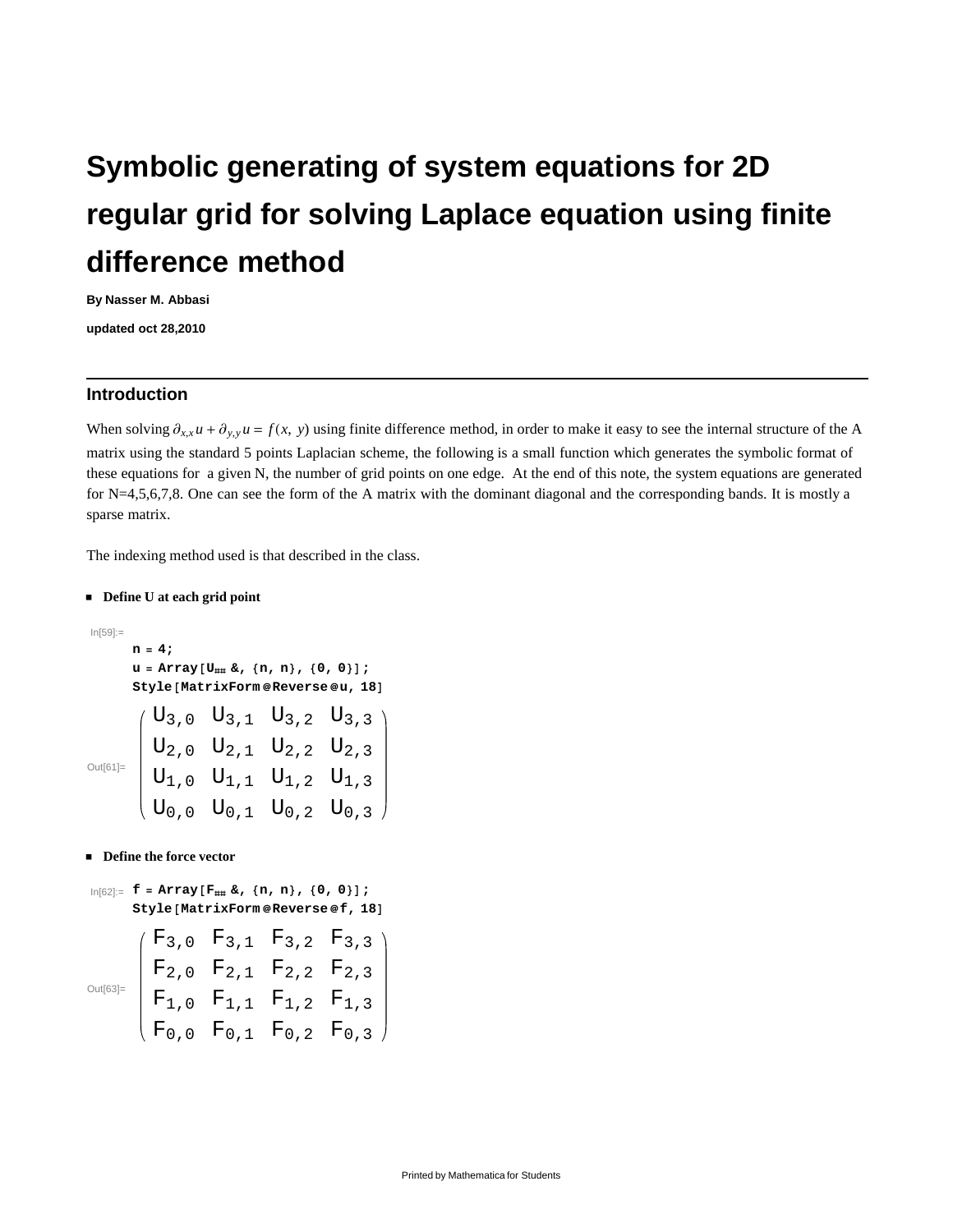# Symbolic generating of system equations for 2D regular grid for solving Laplace equation using finite difference method

**By Nasser M. Abbasi**

**updated oct 28,2010**

## Introduction

When solving $\partial_{x,x} u + \partial_{y,y} u = f(x, y)$ using finite difference method, in order to make it easy to see the internal structure of the A matrix using the standard 5 points Laplacian scheme, the following is a small function which generates the symbolic format of these equations for a given N, the number of grid points on one edge. At the end of this note, the system equations are generated for N=4,5,6,7,8. One can see the form of the A matrix with the dominant diagonal and the corresponding bands. It is mostly a sparse matrix.

The indexing method used is that described in the class.

- **Define U at each grid point**

In[59]:=

```
n = 4;
u = Array[U## &, {n, n}, {0, 0}];
Style[MatrixForm@Reverse@u, 18]
```

Out[61]=

$$\begin{pmatrix} U_{3,0} & U_{3,1} & U_{3,2} & U_{3,3} \\ U_{2,0} & U_{2,1} & U_{2,2} & U_{2,3} \\ U_{1,0} & U_{1,1} & U_{1,2} & U_{1,3} \\ U_{0,0} & U_{0,1} & U_{0,2} & U_{0,3} \end{pmatrix}$$

- **Define the force vector**

In[62]:=

```
f = Array[F## &, {n, n}, {0, 0}];
Style[MatrixForm@Reverse@f, 18]
```

Out[63]=

$$\begin{pmatrix} F_{3,0} & F_{3,1} & F_{3,2} & F_{3,3} \\ F_{2,0} & F_{2,1} & F_{2,2} & F_{2,3} \\ F_{1,0} & F_{1,1} & F_{1,2} & F_{1,3} \\ F_{0,0} & F_{0,1} & F_{0,2} & F_{0,3} \end{pmatrix}$$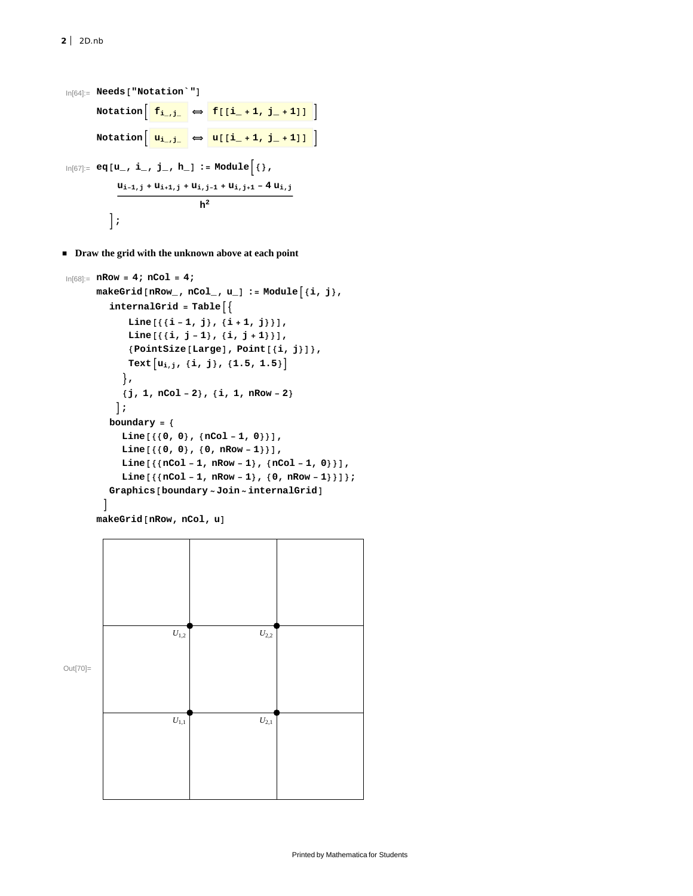In[64]:=
```
Needs["Notation`"]
Notation[ f_{i_,j_} ⟺ f[[i_ + 1, j_ + 1]] ]
Notation[ u_{i_,j_} ⟺ u[[i_ + 1, j_ + 1]] ]
```

In[67]:=
```
eq[u_, i_, j_, h_] := Module[{},
    (u_{i-1,j} + u_{i+1,j} + u_{i,j-1} + u_{i,j+1} - 4 u_{i,j}) / h^2
  ];
```

- **Draw the grid with the unknown above at each point**

In[68]:=
```
nRow = 4; nCol = 4;
makeGrid[nRow_, nCol_, u_] := Module[{i, j},
  internalGrid = Table[{
     Line[{{i - 1, j}, {i + 1, j}}],
     Line[{{i, j - 1}, {i, j + 1}}],
     {PointSize[Large], Point[{i, j}]},
     Text[u_{i,j}, {i, j}, {1.5, 1.5}]
    },
    {j, 1, nCol - 2}, {i, 1, nRow - 2}
   ];
  boundary = {
    Line[{{0, 0}, {nCol - 1, 0}}],
    Line[{{0, 0}, {0, nRow - 1}}],
    Line[{{nCol - 1, nRow - 1}, {nCol - 1, 0}}],
    Line[{{nCol - 1, nRow - 1}, {0, nRow - 1}}]};
  Graphics[boundary ~Join~ internalGrid]
 ]
makeGrid[nRow, nCol, u]
```

Out[70]=

$U_{1,2}$ $U_{2,2}$

$U_{1,1}$ $U_{2,1}$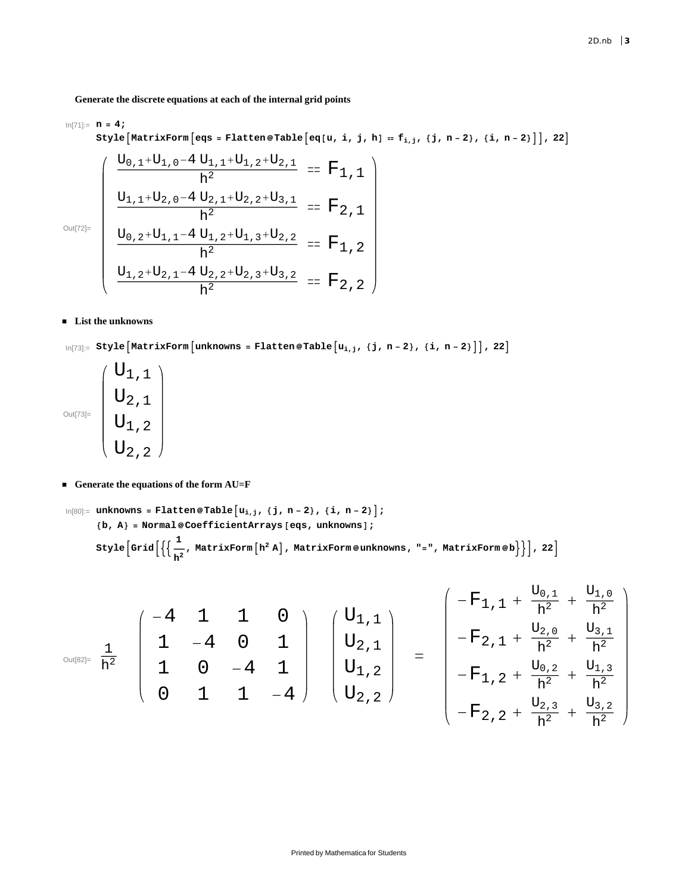**Generate the discrete equations at each of the internal grid points**

```
In[71]:= n = 4;
Style[MatrixForm[eqs = Flatten@Table[eq[u, i, j, h] == f_{i,j}, {j, n - 2}, {i, n - 2}]], 22]
```

Out[72]=

$$
\begin{pmatrix}
\frac{U_{0,1}+U_{1,0}-4\,U_{1,1}+U_{1,2}+U_{2,1}}{h^2} == F_{1,1} \\
\frac{U_{1,1}+U_{2,0}-4\,U_{2,1}+U_{2,2}+U_{3,1}}{h^2} == F_{2,1} \\
\frac{U_{0,2}+U_{1,1}-4\,U_{1,2}+U_{1,3}+U_{2,2}}{h^2} == F_{1,2} \\
\frac{U_{1,2}+U_{2,1}-4\,U_{2,2}+U_{2,3}+U_{3,2}}{h^2} == F_{2,2}
\end{pmatrix}
$$

- **List the unknowns**

```
In[73]:= Style[MatrixForm[unknowns = Flatten@Table[u_{i,j}, {j, n - 2}, {i, n - 2}]], 22]
```

Out[73]=

$$
\begin{pmatrix}
U_{1,1} \\
U_{2,1} \\
U_{1,2} \\
U_{2,2}
\end{pmatrix}
$$

- **Generate the equations of the form AU=F**

```
In[80]:= unknowns = Flatten@Table[u_{i,j}, {j, n - 2}, {i, n - 2}];
{b, A} = Normal@CoefficientArrays[eqs, unknowns];
Style[Grid[{{1/h^2, MatrixForm[h^2 A], MatrixForm@unknowns, "=", MatrixForm@b}}], 22]
```

Out[82]=

$$
\frac{1}{h^2}
\begin{pmatrix}
-4 & 1 & 1 & 0 \\
1 & -4 & 0 & 1 \\
1 & 0 & -4 & 1 \\
0 & 1 & 1 & -4
\end{pmatrix}
\begin{pmatrix}
U_{1,1} \\
U_{2,1} \\
U_{1,2} \\
U_{2,2}
\end{pmatrix}
=
\begin{pmatrix}
-F_{1,1} + \frac{U_{0,1}}{h^2} + \frac{U_{1,0}}{h^2} \\
-F_{2,1} + \frac{U_{2,0}}{h^2} + \frac{U_{3,1}}{h^2} \\
-F_{1,2} + \frac{U_{0,2}}{h^2} + \frac{U_{1,3}}{h^2} \\
-F_{2,2} + \frac{U_{2,3}}{h^2} + \frac{U_{3,2}}{h^2}
\end{pmatrix}
$$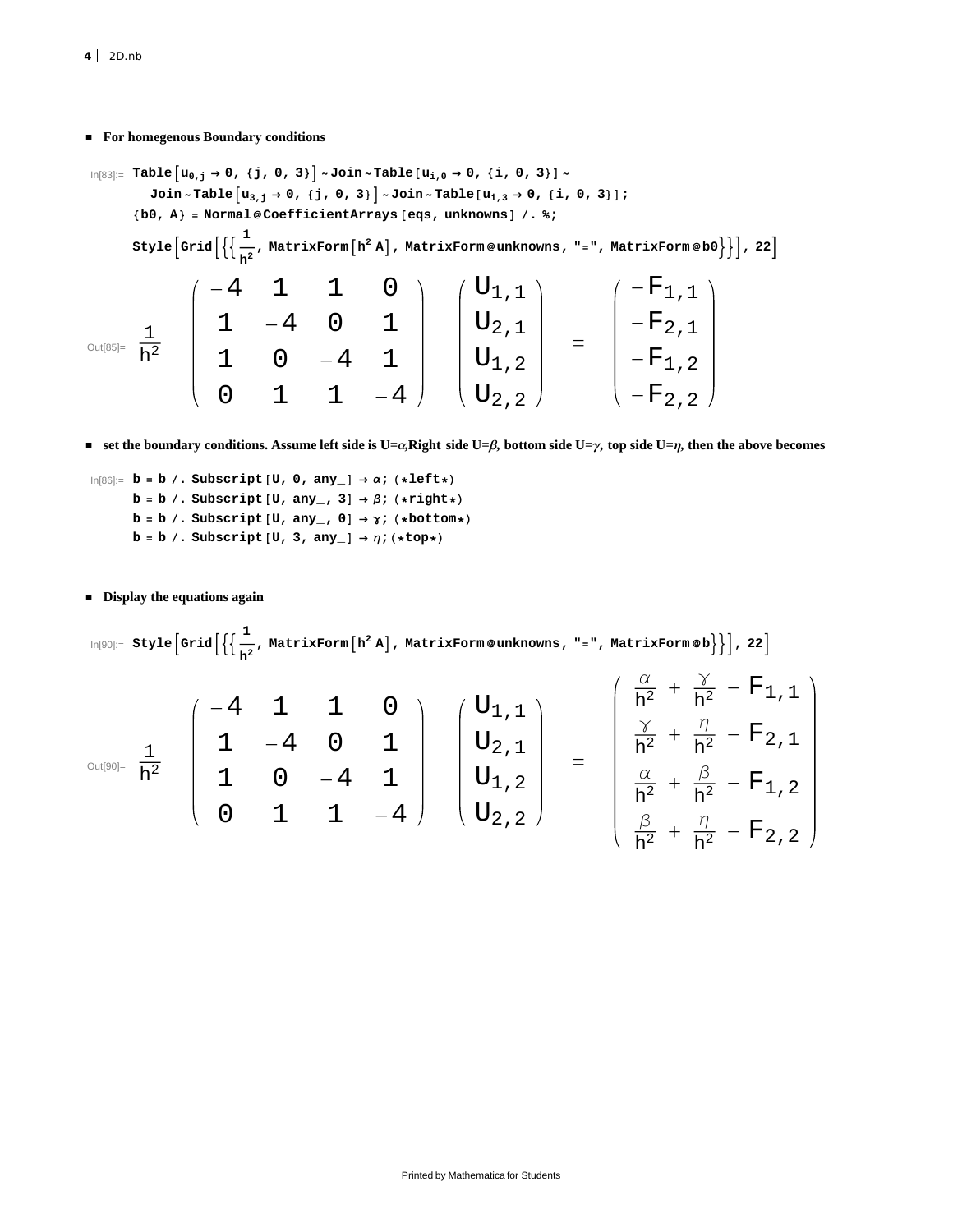- **For homegenous Boundary conditions**

```
In[83]:= Table[u0,j → 0, {j, 0, 3}] ~Join~ Table[ui,0 → 0, {i, 0, 3}] ~
           Join~ Table[u3,j → 0, {j, 0, 3}] ~Join~ Table[ui,3 → 0, {i, 0, 3}];
         {b0, A} = Normal@CoefficientArrays[eqs, unknowns] /. %;
         Style[Grid[{{1/h^2, MatrixForm[h^2 A], MatrixForm@unknowns, "=", MatrixForm@b0}}], 22]
```

Out[85]=

$$\frac{1}{h^2}\begin{pmatrix} -4 & 1 & 1 & 0 \\ 1 & -4 & 0 & 1 \\ 1 & 0 & -4 & 1 \\ 0 & 1 & 1 & -4 \end{pmatrix} \begin{pmatrix} U_{1,1} \\ U_{2,1} \\ U_{1,2} \\ U_{2,2} \end{pmatrix} = \begin{pmatrix} -F_{1,1} \\ -F_{2,1} \\ -F_{1,2} \\ -F_{2,2} \end{pmatrix}$$

- **set the boundary conditions. Assume left side is U=$\alpha$,Right side U=$\beta$, bottom side U=$\gamma$, top side U=$\eta$, then the above becomes**

```
In[86]:= b = b /. Subscript[U, 0, any_] → α; (*left*)
         b = b /. Subscript[U, any_, 3] → β; (*right*)
         b = b /. Subscript[U, any_, 0] → γ; (*bottom*)
         b = b /. Subscript[U, 3, any_] → η;(*top*)
```

- **Display the equations again**

```
In[90]:= Style[Grid[{{1/h^2, MatrixForm[h^2 A], MatrixForm@unknowns, "=", MatrixForm@b}}], 22]
```

Out[90]=

$$\frac{1}{h^2}\begin{pmatrix} -4 & 1 & 1 & 0 \\ 1 & -4 & 0 & 1 \\ 1 & 0 & -4 & 1 \\ 0 & 1 & 1 & -4 \end{pmatrix} \begin{pmatrix} U_{1,1} \\ U_{2,1} \\ U_{1,2} \\ U_{2,2} \end{pmatrix} = \begin{pmatrix} \frac{\alpha}{h^2} + \frac{\gamma}{h^2} - F_{1,1} \\ \frac{\gamma}{h^2} + \frac{\eta}{h^2} - F_{2,1} \\ \frac{\alpha}{h^2} + \frac{\beta}{h^2} - F_{1,2} \\ \frac{\beta}{h^2} + \frac{\eta}{h^2} - F_{2,2} \end{pmatrix}$$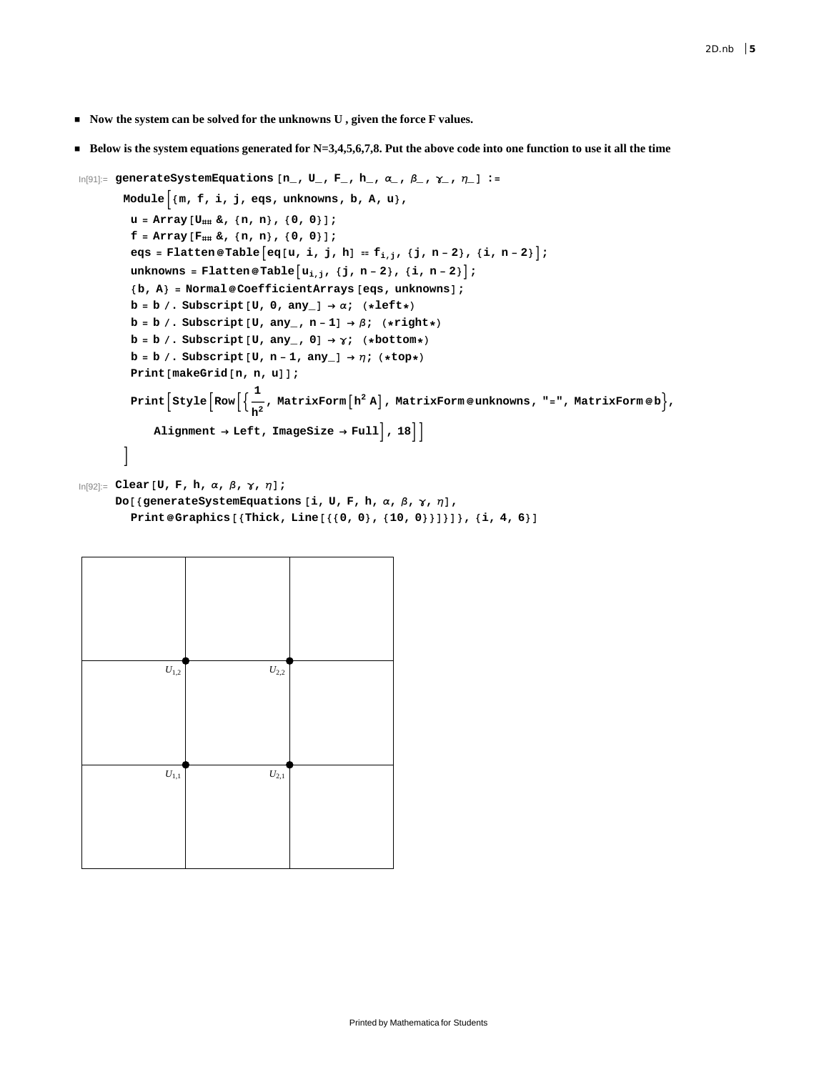- **Now the system can be solved for the unknowns U , given the force F values.**
- **Below is the system equations generated for N=3,4,5,6,7,8. Put the above code into one function to use it all the time**

```
In[91]:= generateSystemEquations[n_, U_, F_, h_, α_, β_, γ_, η_] :=
  Module[{m, f, i, j, eqs, unknowns, b, A, u},
   u = Array[U## &, {n, n}, {0, 0}];
   f = Array[F## &, {n, n}, {0, 0}];
   eqs = Flatten@Table[eq[u, i, j, h] == f_{i,j}, {j, n - 2}, {i, n - 2}];
   unknowns = Flatten@Table[u_{i,j}, {j, n - 2}, {i, n - 2}];
   {b, A} = Normal@CoefficientArrays[eqs, unknowns];
   b = b /. Subscript[U, 0, any_] → α; (*left*)
   b = b /. Subscript[U, any_, n - 1] → β; (*right*)
   b = b /. Subscript[U, any_, 0] → γ; (*bottom*)
   b = b /. Subscript[U, n - 1, any_] → η; (*top*)
   Print[makeGrid[n, n, u]];
   Print[Style[Row[{1/h^2, MatrixForm[h^2 A], MatrixForm@unknowns, "=", MatrixForm@b},
      Alignment → Left, ImageSize → Full], 18]]
  ]

In[92]:= Clear[U, F, h, α, β, γ, η];
  Do[{generateSystemEquations[i, U, F, h, α, β, γ, η],
    Print@Graphics[{Thick, Line[{{0, 0}, {10, 0}}]}]}, {i, 4, 6}]
```

| | | |
|---|---|---|
| | | |
| $U_{1,2}$ | $U_{2,2}$ | |
| $U_{1,1}$ | $U_{2,1}$ | |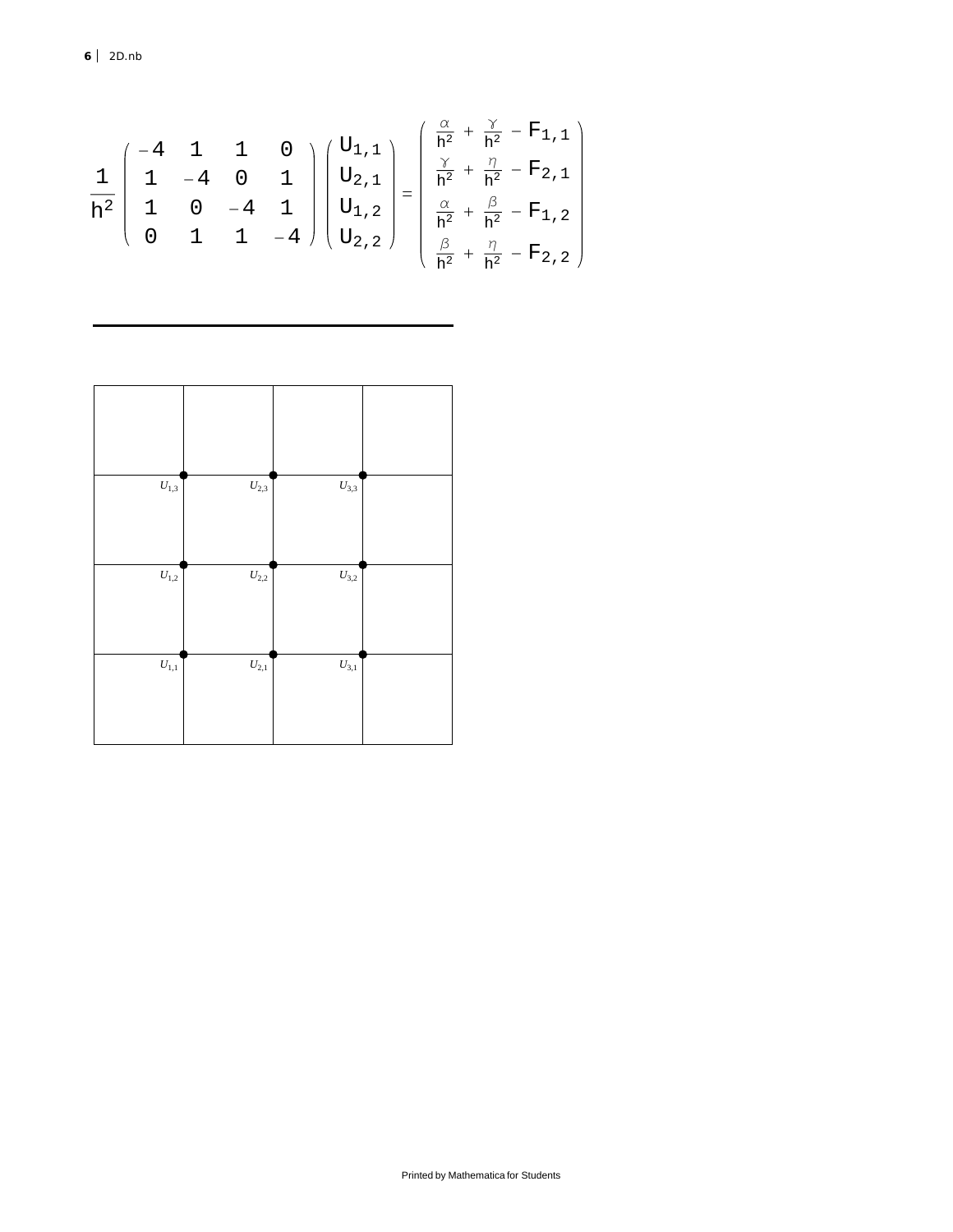$$\frac{1}{h^2}\begin{pmatrix} -4 & 1 & 1 & 0 \\ 1 & -4 & 0 & 1 \\ 1 & 0 & -4 & 1 \\ 0 & 1 & 1 & -4 \end{pmatrix}\begin{pmatrix} U_{1,1} \\ U_{2,1} \\ U_{1,2} \\ U_{2,2} \end{pmatrix} = \begin{pmatrix} \frac{\alpha}{h^2} + \frac{\gamma}{h^2} - F_{1,1} \\ \frac{\gamma}{h^2} + \frac{\eta}{h^2} - F_{2,1} \\ \frac{\alpha}{h^2} + \frac{\beta}{h^2} - F_{1,2} \\ \frac{\beta}{h^2} + \frac{\eta}{h^2} - F_{2,2} \end{pmatrix}$$

---

| | | | |
|---|---|---|---|
| | | | |
| $U_{1,3}$ | $U_{2,3}$ | $U_{3,3}$ | |
| $U_{1,2}$ | $U_{2,2}$ | $U_{3,2}$ | |
| $U_{1,1}$ | $U_{2,1}$ | $U_{3,1}$ | |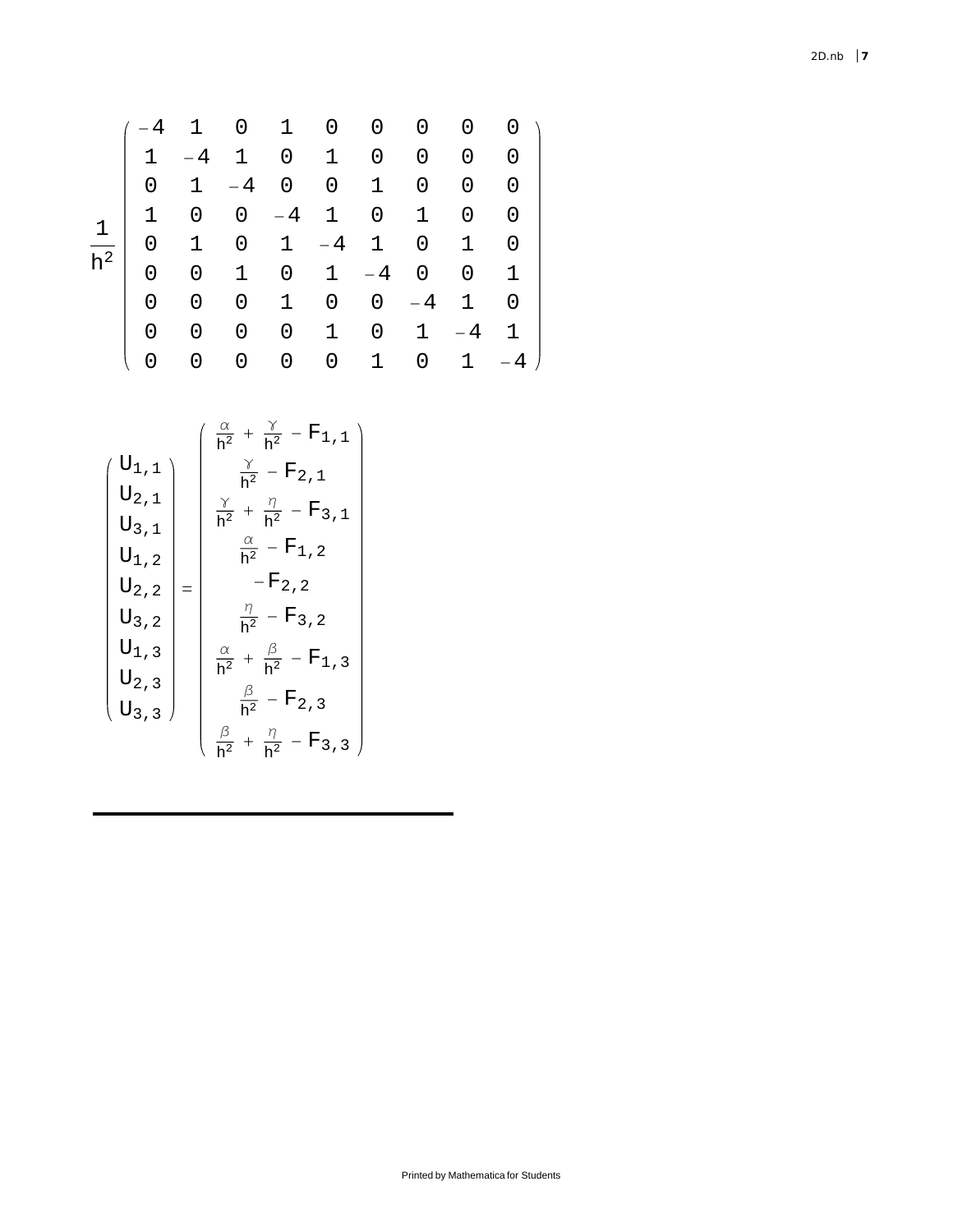$$
\frac{1}{h^2}\begin{pmatrix}
-4 & 1 & 0 & 1 & 0 & 0 & 0 & 0 & 0 \\
1 & -4 & 1 & 0 & 1 & 0 & 0 & 0 & 0 \\
0 & 1 & -4 & 0 & 0 & 1 & 0 & 0 & 0 \\
1 & 0 & 0 & -4 & 1 & 0 & 1 & 0 & 0 \\
0 & 1 & 0 & 1 & -4 & 1 & 0 & 1 & 0 \\
0 & 0 & 1 & 0 & 1 & -4 & 0 & 0 & 1 \\
0 & 0 & 0 & 1 & 0 & 0 & -4 & 1 & 0 \\
0 & 0 & 0 & 0 & 1 & 0 & 1 & -4 & 1 \\
0 & 0 & 0 & 0 & 0 & 1 & 0 & 1 & -4
\end{pmatrix}
$$

$$
\begin{pmatrix}
U_{1,1} \\ U_{2,1} \\ U_{3,1} \\ U_{1,2} \\ U_{2,2} \\ U_{3,2} \\ U_{1,3} \\ U_{2,3} \\ U_{3,3}
\end{pmatrix}
=
\begin{pmatrix}
\frac{\alpha}{h^2} + \frac{\Upsilon}{h^2} - F_{1,1} \\
\frac{\Upsilon}{h^2} - F_{2,1} \\
\frac{\Upsilon}{h^2} + \frac{\eta}{h^2} - F_{3,1} \\
\frac{\alpha}{h^2} - F_{1,2} \\
-F_{2,2} \\
\frac{\eta}{h^2} - F_{3,2} \\
\frac{\alpha}{h^2} + \frac{\beta}{h^2} - F_{1,3} \\
\frac{\beta}{h^2} - F_{2,3} \\
\frac{\beta}{h^2} + \frac{\eta}{h^2} - F_{3,3}
\end{pmatrix}
$$

---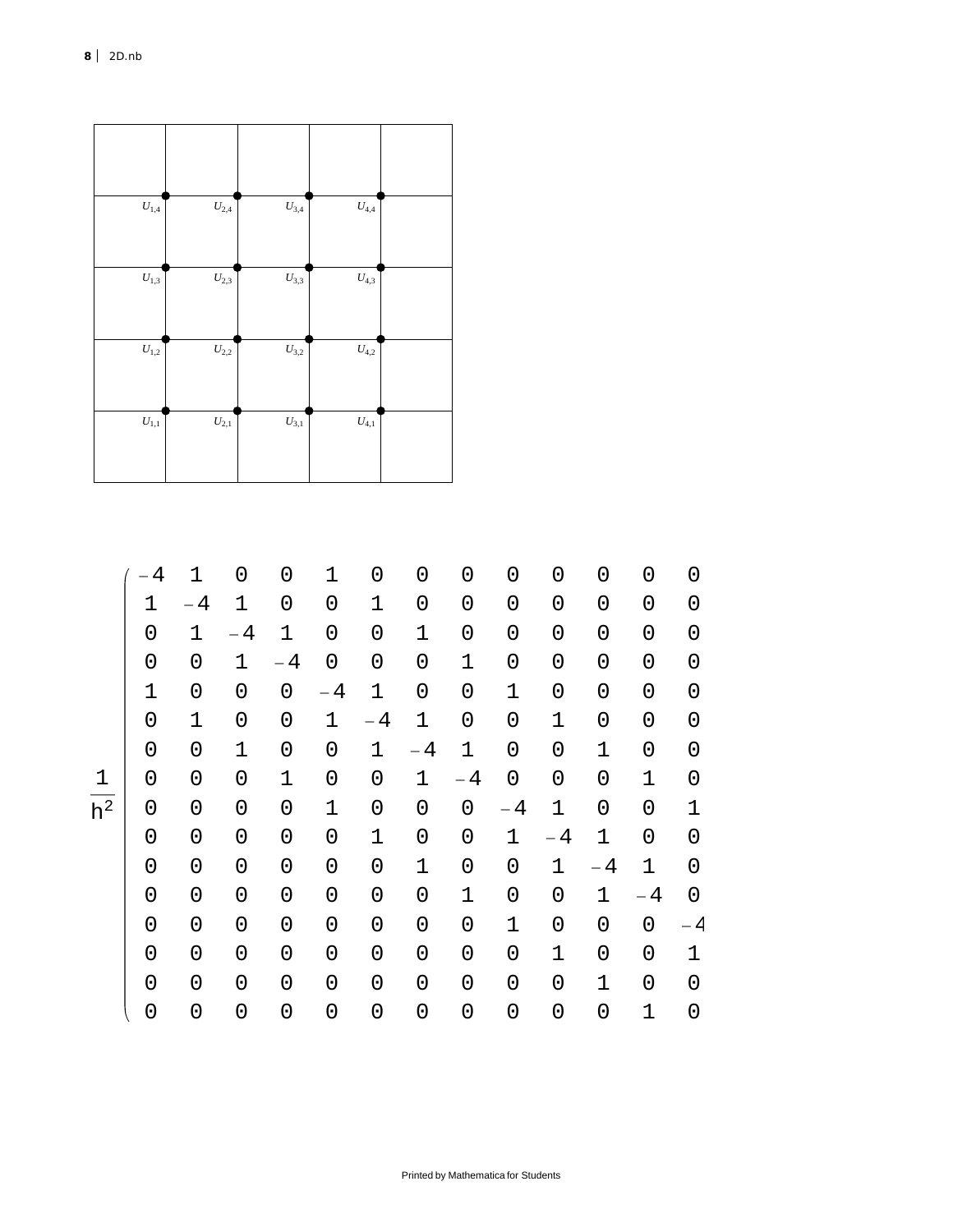$U_{1,4}$ $U_{2,4}$ $U_{3,4}$ $U_{4,4}$

$U_{1,3}$ $U_{2,3}$ $U_{3,3}$ $U_{4,3}$

$U_{1,2}$ $U_{2,2}$ $U_{3,2}$ $U_{4,2}$

$U_{1,1}$ $U_{2,1}$ $U_{3,1}$ $U_{4,1}$

$$
\frac{1}{h^2}
\begin{pmatrix}
-4 & 1 & 0 & 0 & 1 & 0 & 0 & 0 & 0 & 0 & 0 & 0 & 0 \\
1 & -4 & 1 & 0 & 0 & 1 & 0 & 0 & 0 & 0 & 0 & 0 & 0 \\
0 & 1 & -4 & 1 & 0 & 0 & 1 & 0 & 0 & 0 & 0 & 0 & 0 \\
0 & 0 & 1 & -4 & 0 & 0 & 0 & 1 & 0 & 0 & 0 & 0 & 0 \\
1 & 0 & 0 & 0 & -4 & 1 & 0 & 0 & 1 & 0 & 0 & 0 & 0 \\
0 & 1 & 0 & 0 & 1 & -4 & 1 & 0 & 0 & 1 & 0 & 0 & 0 \\
0 & 0 & 1 & 0 & 0 & 1 & -4 & 1 & 0 & 0 & 1 & 0 & 0 \\
0 & 0 & 0 & 1 & 0 & 0 & 1 & -4 & 0 & 0 & 0 & 1 & 0 \\
0 & 0 & 0 & 0 & 1 & 0 & 0 & 0 & -4 & 1 & 0 & 0 & 1 \\
0 & 0 & 0 & 0 & 0 & 1 & 0 & 0 & 1 & -4 & 1 & 0 & 0 \\
0 & 0 & 0 & 0 & 0 & 0 & 1 & 0 & 0 & 1 & -4 & 1 & 0 \\
0 & 0 & 0 & 0 & 0 & 0 & 0 & 1 & 0 & 0 & 1 & -4 & 0 \\
0 & 0 & 0 & 0 & 0 & 0 & 0 & 0 & 1 & 0 & 0 & 0 & -4 \\
0 & 0 & 0 & 0 & 0 & 0 & 0 & 0 & 0 & 1 & 0 & 0 & 1 \\
0 & 0 & 0 & 0 & 0 & 0 & 0 & 0 & 0 & 0 & 1 & 0 & 0 \\
0 & 0 & 0 & 0 & 0 & 0 & 0 & 0 & 0 & 0 & 0 & 1 & 0
\end{pmatrix}
$$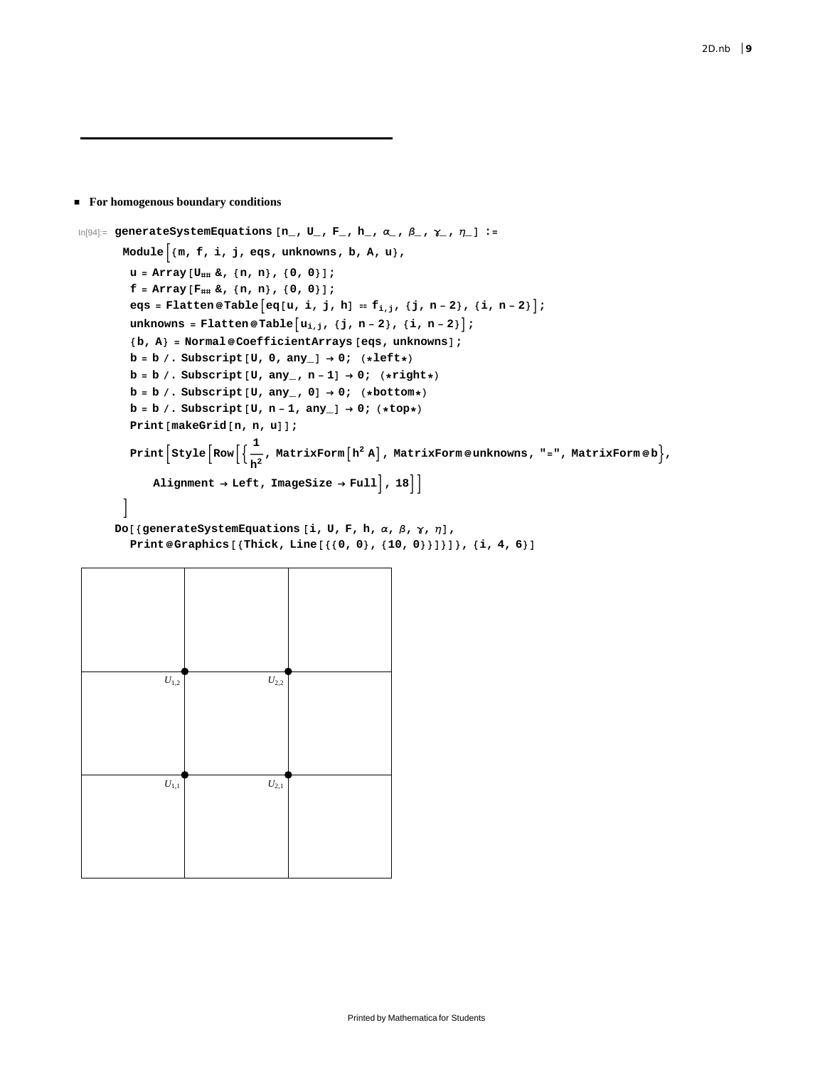- **For homogenous boundary conditions**

```
In[94]:= generateSystemEquations[n_, U_, F_, h_, α_, β_, γ_, η_] :=
  Module[{m, f, i, j, eqs, unknowns, b, A, u},
   u = Array[U## &, {n, n}, {0, 0}];
   f = Array[F## &, {n, n}, {0, 0}];
   eqs = Flatten@Table[eq[u, i, j, h] == f_{i,j}, {j, n - 2}, {i, n - 2}];
   unknowns = Flatten@Table[u_{i,j}, {j, n - 2}, {i, n - 2}];
   {b, A} = Normal@CoefficientArrays[eqs, unknowns];
   b = b /. Subscript[U, 0, any_] → 0; (*left*)
   b = b /. Subscript[U, any_, n - 1] → 0; (*right*)
   b = b /. Subscript[U, any_, 0] → 0; (*bottom*)
   b = b /. Subscript[U, n - 1, any_] → 0; (*top*)
   Print[makeGrid[n, n, u]];
   Print[Style[Row[{1/h^2, MatrixForm[h^2 A], MatrixForm@unknowns, "=", MatrixForm@b},
      Alignment → Left, ImageSize → Full], 18]]
  ]
Do[{generateSystemEquations[i, U, F, h, α, β, γ, η],
  Print@Graphics[{Thick, Line[{{0, 0}, {10, 0}}]}]}, {i, 4, 6}]
```

$U_{1,2}$ $U_{2,2}$

$U_{1,1}$ $U_{2,1}$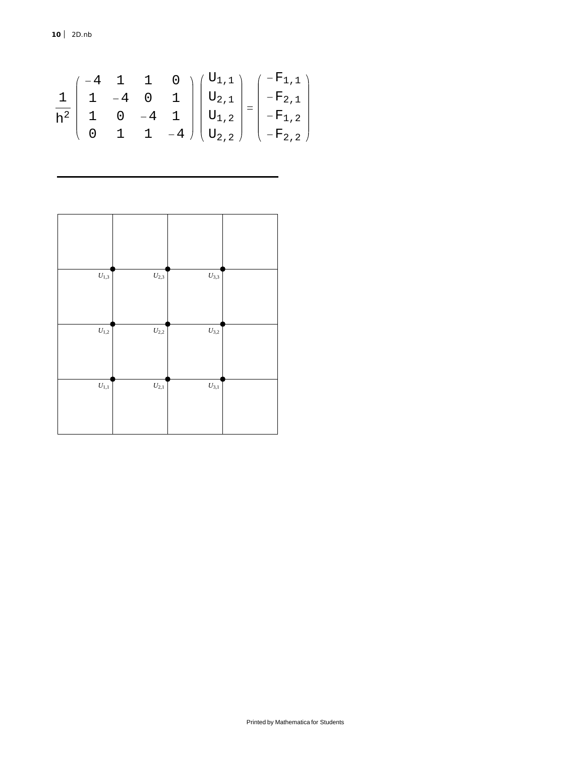$$\frac{1}{h^2}\begin{pmatrix} -4 & 1 & 1 & 0 \\ 1 & -4 & 0 & 1 \\ 1 & 0 & -4 & 1 \\ 0 & 1 & 1 & -4 \end{pmatrix}\begin{pmatrix} U_{1,1} \\ U_{2,1} \\ U_{1,2} \\ U_{2,2} \end{pmatrix} = \begin{pmatrix} -F_{1,1} \\ -F_{2,1} \\ -F_{1,2} \\ -F_{2,2} \end{pmatrix}$$

---

| | | |
|---|---|---|
| $U_{1,3}$ | $U_{2,3}$ | $U_{3,3}$ |
| $U_{1,2}$ | $U_{2,2}$ | $U_{3,2}$ |
| $U_{1,1}$ | $U_{2,1}$ | $U_{3,1}$ |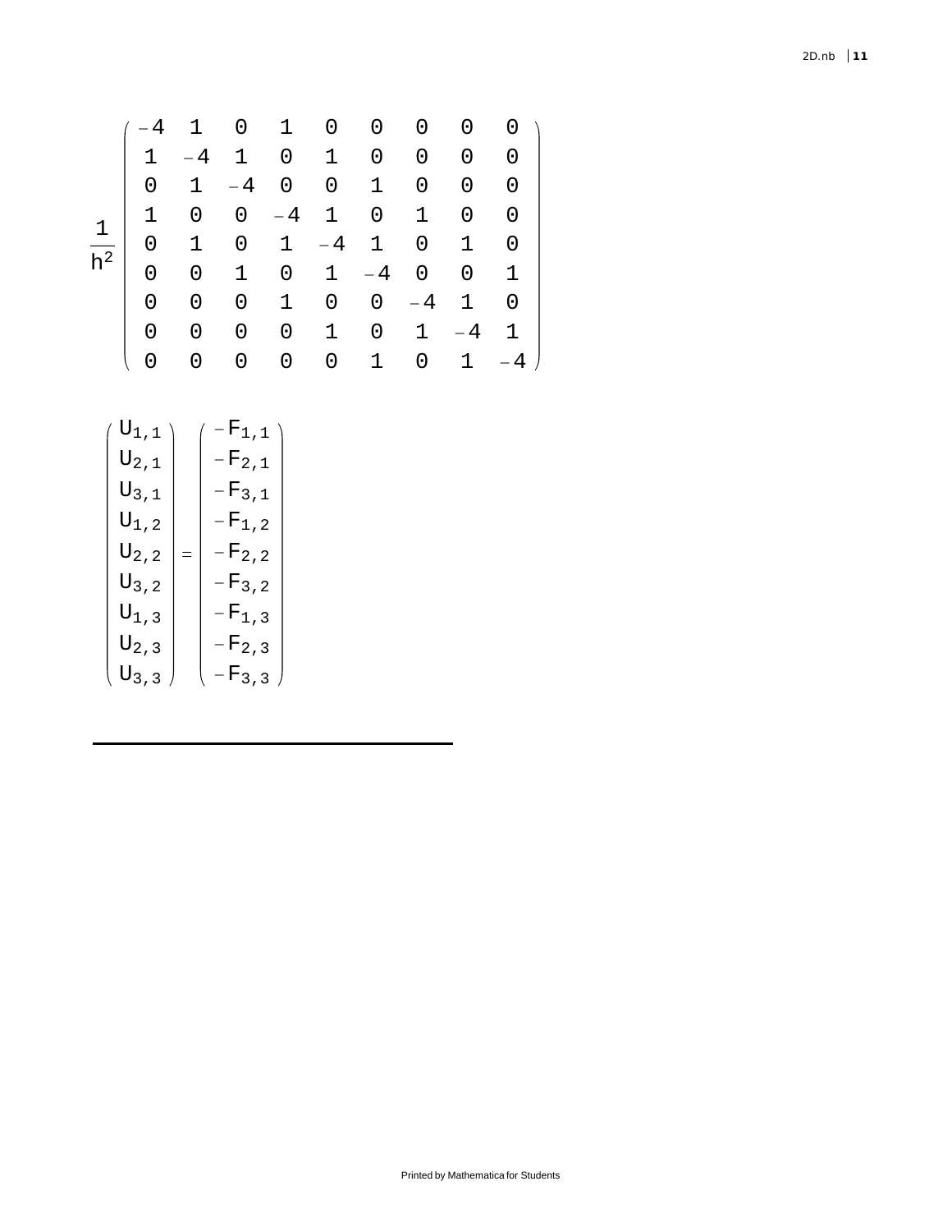$$\frac{1}{h^2}\begin{pmatrix} -4 & 1 & 0 & 1 & 0 & 0 & 0 & 0 & 0 \\ 1 & -4 & 1 & 0 & 1 & 0 & 0 & 0 & 0 \\ 0 & 1 & -4 & 0 & 0 & 1 & 0 & 0 & 0 \\ 1 & 0 & 0 & -4 & 1 & 0 & 1 & 0 & 0 \\ 0 & 1 & 0 & 1 & -4 & 1 & 0 & 1 & 0 \\ 0 & 0 & 1 & 0 & 1 & -4 & 0 & 0 & 1 \\ 0 & 0 & 0 & 1 & 0 & 0 & -4 & 1 & 0 \\ 0 & 0 & 0 & 0 & 1 & 0 & 1 & -4 & 1 \\ 0 & 0 & 0 & 0 & 0 & 1 & 0 & 1 & -4 \end{pmatrix}$$

$$\begin{pmatrix} U_{1,1} \\ U_{2,1} \\ U_{3,1} \\ U_{1,2} \\ U_{2,2} \\ U_{3,2} \\ U_{1,3} \\ U_{2,3} \\ U_{3,3} \end{pmatrix} = \begin{pmatrix} -F_{1,1} \\ -F_{2,1} \\ -F_{3,1} \\ -F_{1,2} \\ -F_{2,2} \\ -F_{3,2} \\ -F_{1,3} \\ -F_{2,3} \\ -F_{3,3} \end{pmatrix}$$

---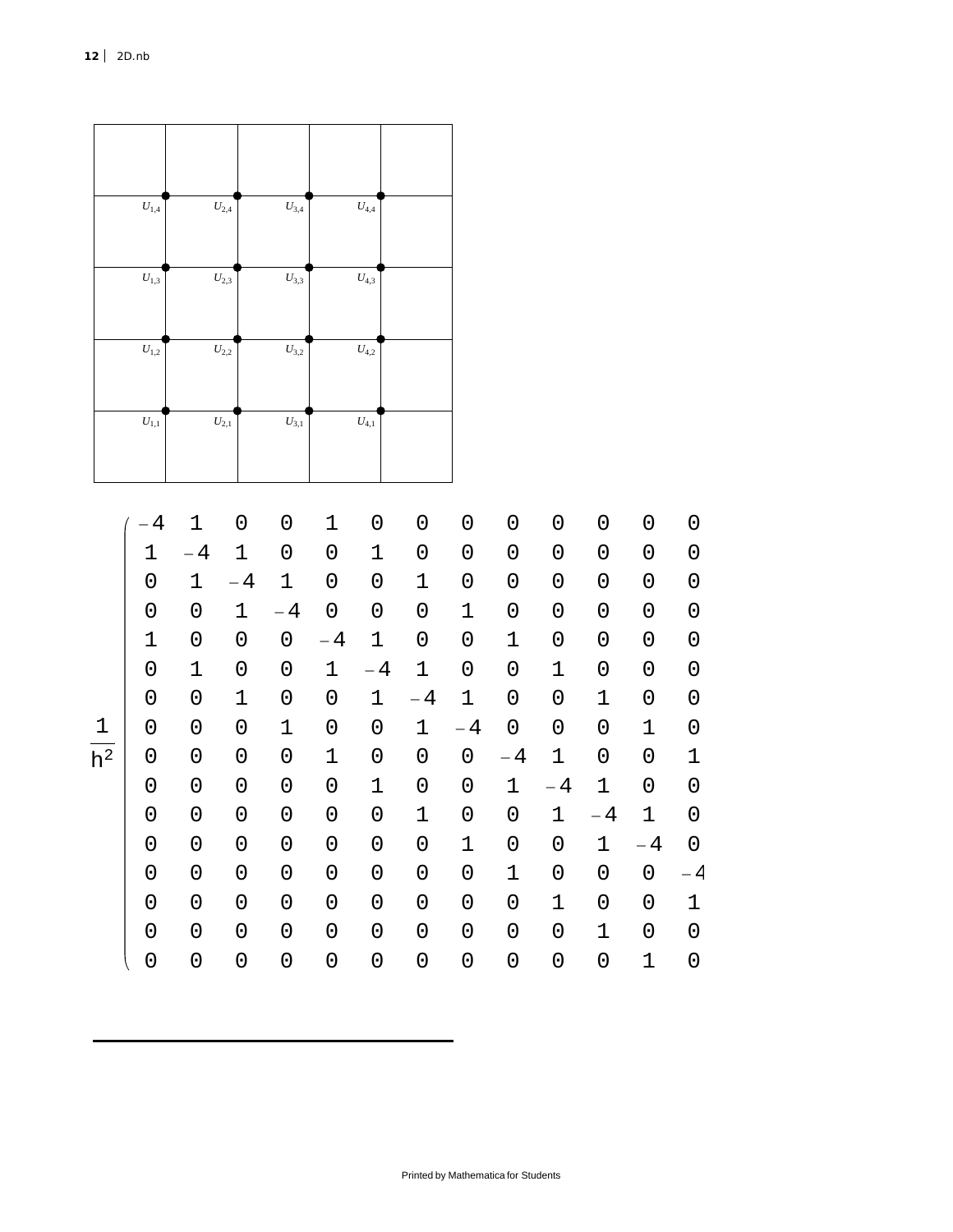$U_{1,4}$ $U_{2,4}$ $U_{3,4}$ $U_{4,4}$

$U_{1,3}$ $U_{2,3}$ $U_{3,3}$ $U_{4,3}$

$U_{1,2}$ $U_{2,2}$ $U_{3,2}$ $U_{4,2}$

$U_{1,1}$ $U_{2,1}$ $U_{3,1}$ $U_{4,1}$

$$
\frac{1}{h^2}
\begin{pmatrix}
-4 & 1 & 0 & 0 & 1 & 0 & 0 & 0 & 0 & 0 & 0 & 0 & 0 \\
1 & -4 & 1 & 0 & 0 & 1 & 0 & 0 & 0 & 0 & 0 & 0 & 0 \\
0 & 1 & -4 & 1 & 0 & 0 & 1 & 0 & 0 & 0 & 0 & 0 & 0 \\
0 & 0 & 1 & -4 & 0 & 0 & 0 & 1 & 0 & 0 & 0 & 0 & 0 \\
1 & 0 & 0 & 0 & -4 & 1 & 0 & 0 & 1 & 0 & 0 & 0 & 0 \\
0 & 1 & 0 & 0 & 1 & -4 & 1 & 0 & 0 & 1 & 0 & 0 & 0 \\
0 & 0 & 1 & 0 & 0 & 1 & -4 & 1 & 0 & 0 & 1 & 0 & 0 \\
0 & 0 & 0 & 1 & 0 & 0 & 1 & -4 & 0 & 0 & 0 & 1 & 0 \\
0 & 0 & 0 & 0 & 1 & 0 & 0 & 0 & -4 & 1 & 0 & 0 & 1 \\
0 & 0 & 0 & 0 & 0 & 1 & 0 & 0 & 1 & -4 & 1 & 0 & 0 \\
0 & 0 & 0 & 0 & 0 & 0 & 1 & 0 & 0 & 1 & -4 & 1 & 0 \\
0 & 0 & 0 & 0 & 0 & 0 & 0 & 1 & 0 & 0 & 1 & -4 & 0 \\
0 & 0 & 0 & 0 & 0 & 0 & 0 & 0 & 1 & 0 & 0 & 0 & -4 \\
0 & 0 & 0 & 0 & 0 & 0 & 0 & 0 & 0 & 1 & 0 & 0 & 1 \\
0 & 0 & 0 & 0 & 0 & 0 & 0 & 0 & 0 & 0 & 1 & 0 & 0 \\
0 & 0 & 0 & 0 & 0 & 0 & 0 & 0 & 0 & 0 & 0 & 1 & 0
\end{pmatrix}
$$